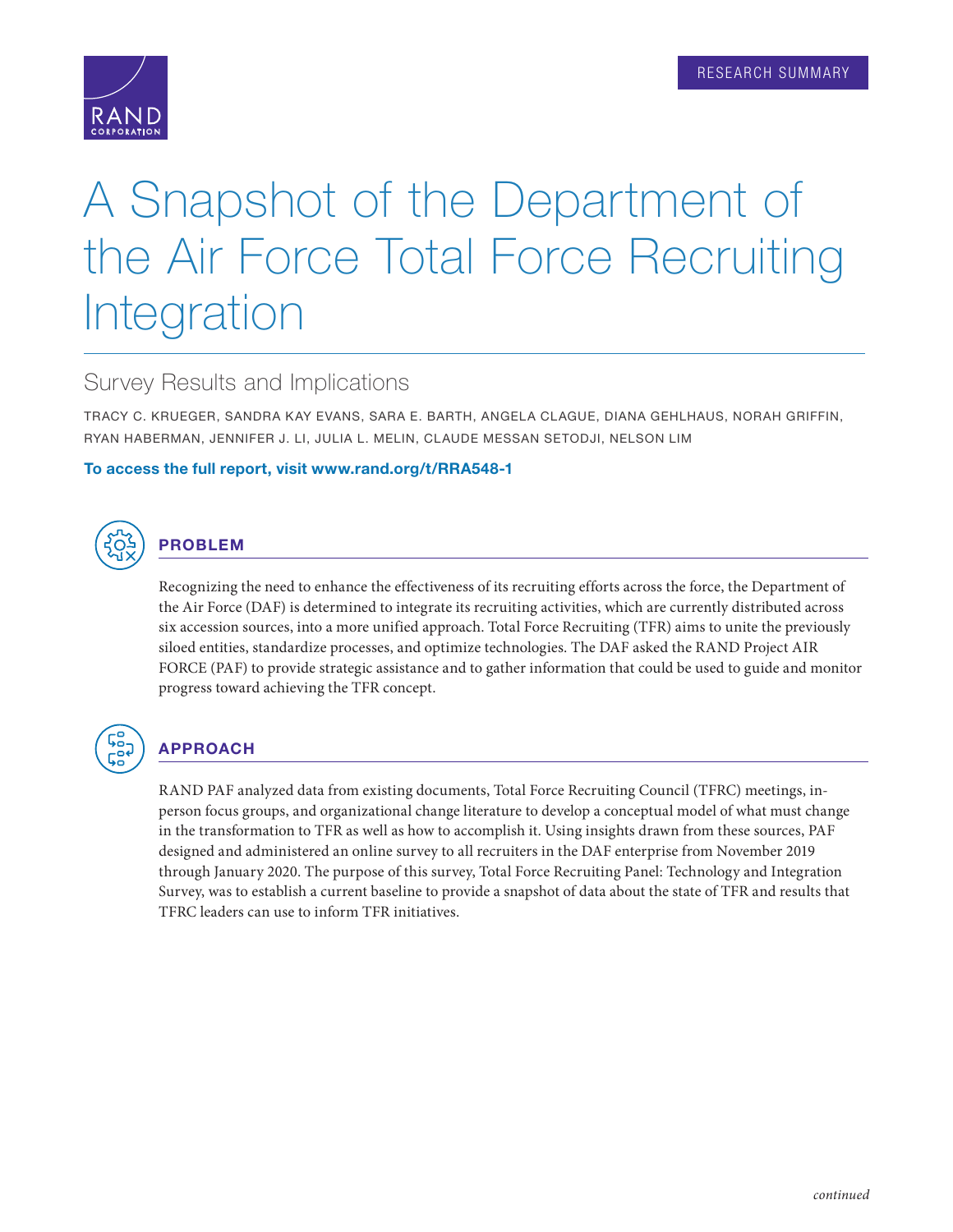RESEARCH SUMMARY

# A Snapshot of the Department of the Air Force Total Force Recruiting Integration

## Survey Results and Implications

TRACY C. KRUEGER, SANDRA KAY EVANS, SARA E. BARTH, ANGELA CLAGUE, DIANA GEHLHAUS, NORAH GRIFFIN, RYAN HABERMAN, JENNIFER J. LI, JULIA L. MELIN, CLAUDE MESSAN SETODJI, NELSON LIM

**To access the full report, visit www.rand.org/t/RRA548-1**

## PROBLEM

Recognizing the need to enhance the effectiveness of its recruiting efforts across the force, the Department of the Air Force (DAF) is determined to integrate its recruiting activities, which are currently distributed across six accession sources, into a more unified approach. Total Force Recruiting (TFR) aims to unite the previously siloed entities, standardize processes, and optimize technologies. The DAF asked the RAND Project AIR FORCE (PAF) to provide strategic assistance and to gather information that could be used to guide and monitor progress toward achieving the TFR concept.

## APPROACH

RAND PAF analyzed data from existing documents, Total Force Recruiting Council (TFRC) meetings, in-person focus groups, and organizational change literature to develop a conceptual model of what must change in the transformation to TFR as well as how to accomplish it. Using insights drawn from these sources, PAF designed and administered an online survey to all recruiters in the DAF enterprise from November 2019 through January 2020. The purpose of this survey, Total Force Recruiting Panel: Technology and Integration Survey, was to establish a current baseline to provide a snapshot of data about the state of TFR and results that TFRC leaders can use to inform TFR initiatives.

*continued*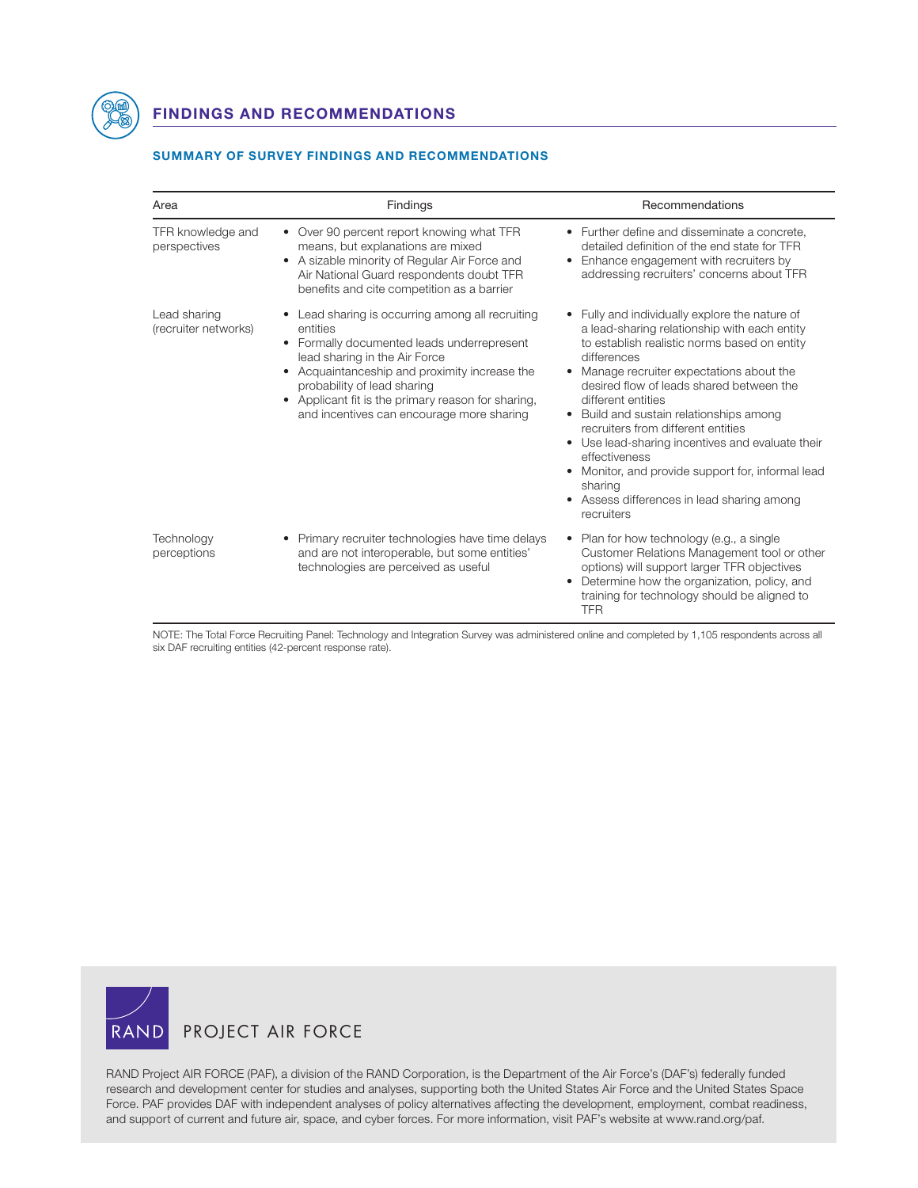## FINDINGS AND RECOMMENDATIONS

### SUMMARY OF SURVEY FINDINGS AND RECOMMENDATIONS

| Area | Findings | Recommendations |
| --- | --- | --- |
| TFR knowledge and perspectives | • Over 90 percent report knowing what TFR means, but explanations are mixed<br>• A sizable minority of Regular Air Force and Air National Guard respondents doubt TFR benefits and cite competition as a barrier | • Further define and disseminate a concrete, detailed definition of the end state for TFR<br>• Enhance engagement with recruiters by addressing recruiters' concerns about TFR |
| Lead sharing (recruiter networks) | • Lead sharing is occurring among all recruiting entities<br>• Formally documented leads underrepresent lead sharing in the Air Force<br>• Acquaintanceship and proximity increase the probability of lead sharing<br>• Applicant fit is the primary reason for sharing, and incentives can encourage more sharing | • Fully and individually explore the nature of a lead-sharing relationship with each entity to establish realistic norms based on entity differences<br>• Manage recruiter expectations about the desired flow of leads shared between the different entities<br>• Build and sustain relationships among recruiters from different entities<br>• Use lead-sharing incentives and evaluate their effectiveness<br>• Monitor, and provide support for, informal lead sharing<br>• Assess differences in lead sharing among recruiters |
| Technology perceptions | • Primary recruiter technologies have time delays and are not interoperable, but some entities' technologies are perceived as useful | • Plan for how technology (e.g., a single Customer Relations Management tool or other options) will support larger TFR objectives<br>• Determine how the organization, policy, and training for technology should be aligned to TFR |

NOTE: The Total Force Recruiting Panel: Technology and Integration Survey was administered online and completed by 1,105 respondents across all six DAF recruiting entities (42-percent response rate).

RAND PROJECT AIR FORCE

RAND Project AIR FORCE (PAF), a division of the RAND Corporation, is the Department of the Air Force's (DAF's) federally funded research and development center for studies and analyses, supporting both the United States Air Force and the United States Space Force. PAF provides DAF with independent analyses of policy alternatives affecting the development, employment, combat readiness, and support of current and future air, space, and cyber forces. For more information, visit PAF's website at www.rand.org/paf.